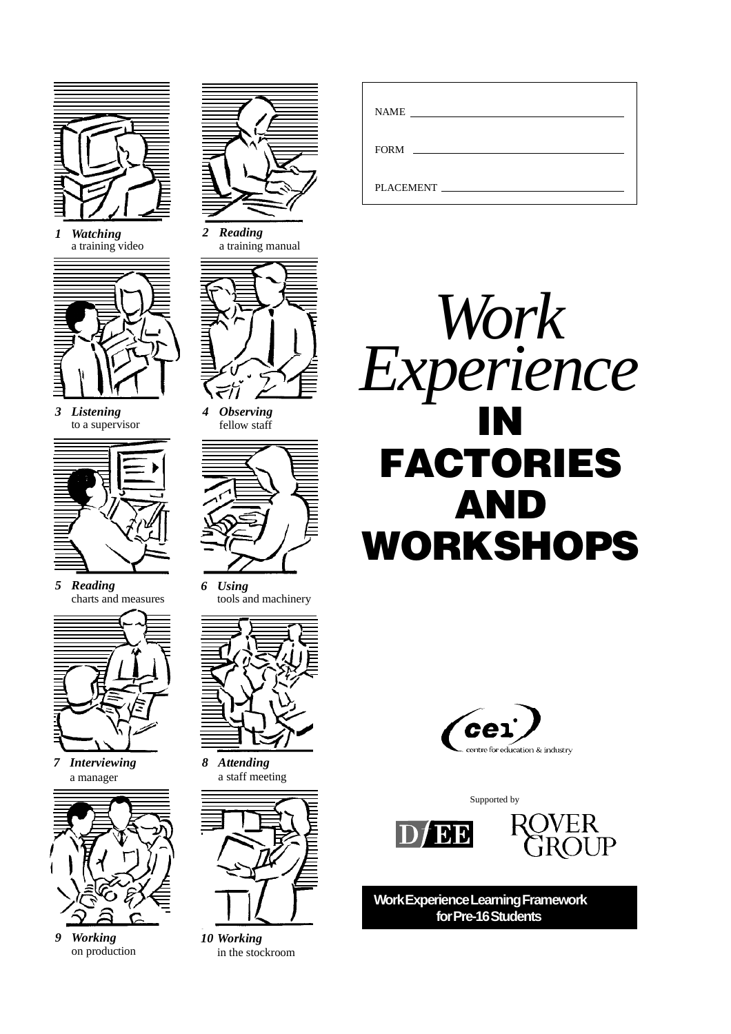NAME \_\_\_\_\_\_\_\_\_\_\_\_\_\_\_\_\_\_\_\_\_\_\_\_\_\_\_\_

FORM \_\_\_\_\_\_\_\_\_\_\_\_\_\_\_\_\_\_\_\_\_\_\_\_\_\_\_\_

PLACEMENT \_\_\_\_\_\_\_\_\_\_\_\_\_\_\_\_\_\_\_\_\_\_\_\_\_\_\_\_

# *Work Experience* IN FACTORIES AND WORKSHOPS

1 ***Watching*** a training video

2 ***Reading*** a training manual

3 ***Listening*** to a supervisor

4 ***Observing*** fellow staff

5 ***Reading*** charts and measures

6 ***Using*** tools and machinery

7 ***Interviewing*** a manager

8 ***Attending*** a staff meeting

9 ***Working*** on production

10 ***Working*** in the stockroom

cei centre for education & industry

Supported by

DfEE

ROVER GROUP

**Work Experience Learning Framework for Pre-16 Students**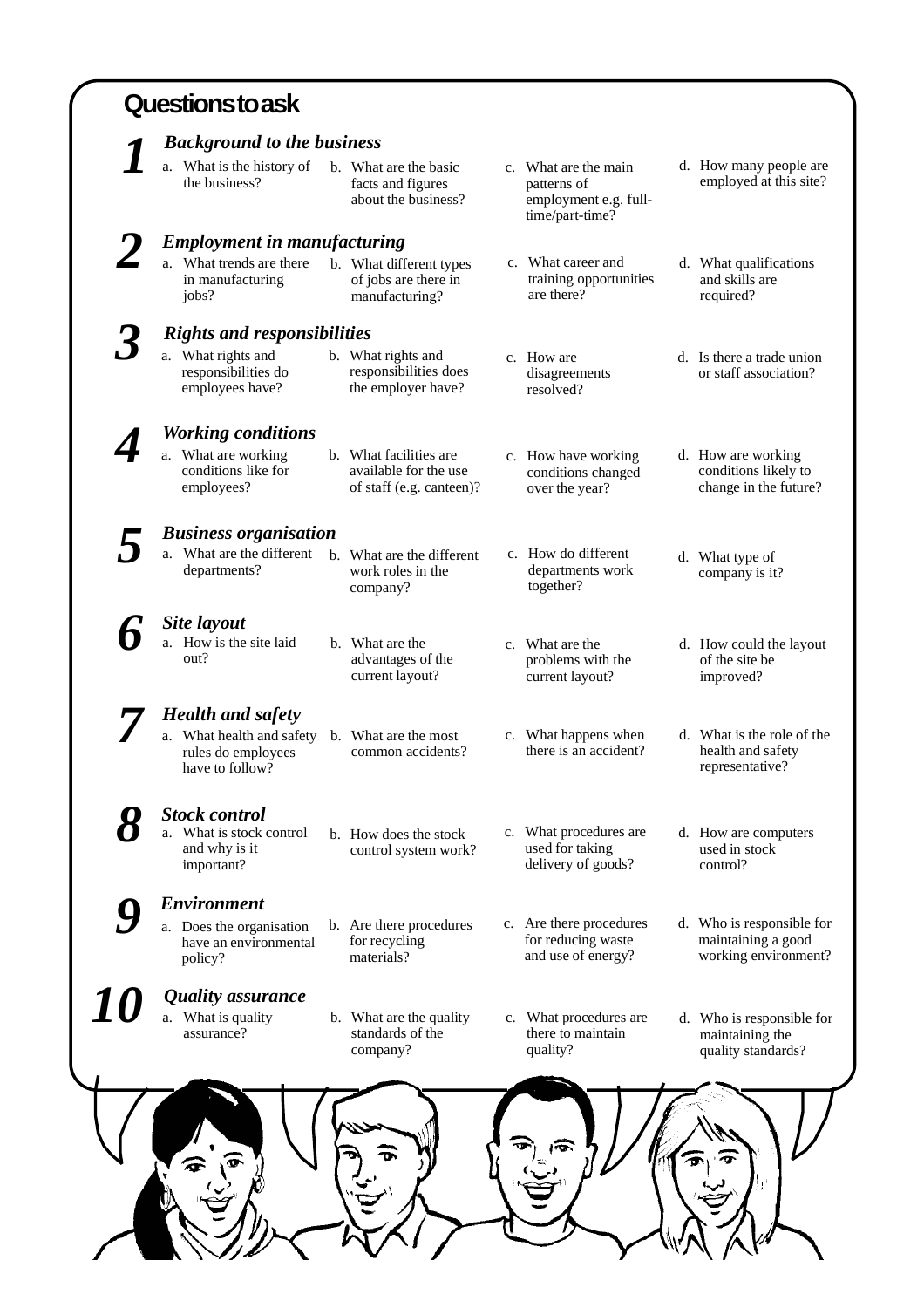# Questions to ask

## 1 Background to the business

a. What is the history of the business?
b. What are the basic facts and figures about the business?
c. What are the main patterns of employment e.g. full-time/part-time?
d. How many people are employed at this site?

## 2 Employment in manufacturing

a. What trends are there in manufacturing jobs?
b. What different types of jobs are there in manufacturing?
c. What career and training opportunities are there?
d. What qualifications and skills are required?

## 3 Rights and responsibilities

a. What rights and responsibilities do employees have?
b. What rights and responsibilities does the employer have?
c. How are disagreements resolved?
d. Is there a trade union or staff association?

## 4 Working conditions

a. What are working conditions like for employees?
b. What facilities are available for the use of staff (e.g. canteen)?
c. How have working conditions changed over the year?
d. How are working conditions likely to change in the future?

## 5 Business organisation

a. What are the different departments?
b. What are the different work roles in the company?
c. How do different departments work together?
d. What type of company is it?

## 6 Site layout

a. How is the site laid out?
b. What are the advantages of the current layout?
c. What are the problems with the current layout?
d. How could the layout of the site be improved?

## 7 Health and safety

a. What health and safety rules do employees have to follow?
b. What are the most common accidents?
c. What happens when there is an accident?
d. What is the role of the health and safety representative?

## 8 Stock control

a. What is stock control and why is it important?
b. How does the stock control system work?
c. What procedures are used for taking delivery of goods?
d. How are computers used in stock control?

## 9 Environment

a. Does the organisation have an environmental policy?
b. Are there procedures for recycling materials?
c. Are there procedures for reducing waste and use of energy?
d. Who is responsible for maintaining a good working environment?

## 10 Quality assurance

a. What is quality assurance?
b. What are the quality standards of the company?
c. What procedures are there to maintain quality?
d. Who is responsible for maintaining the quality standards?